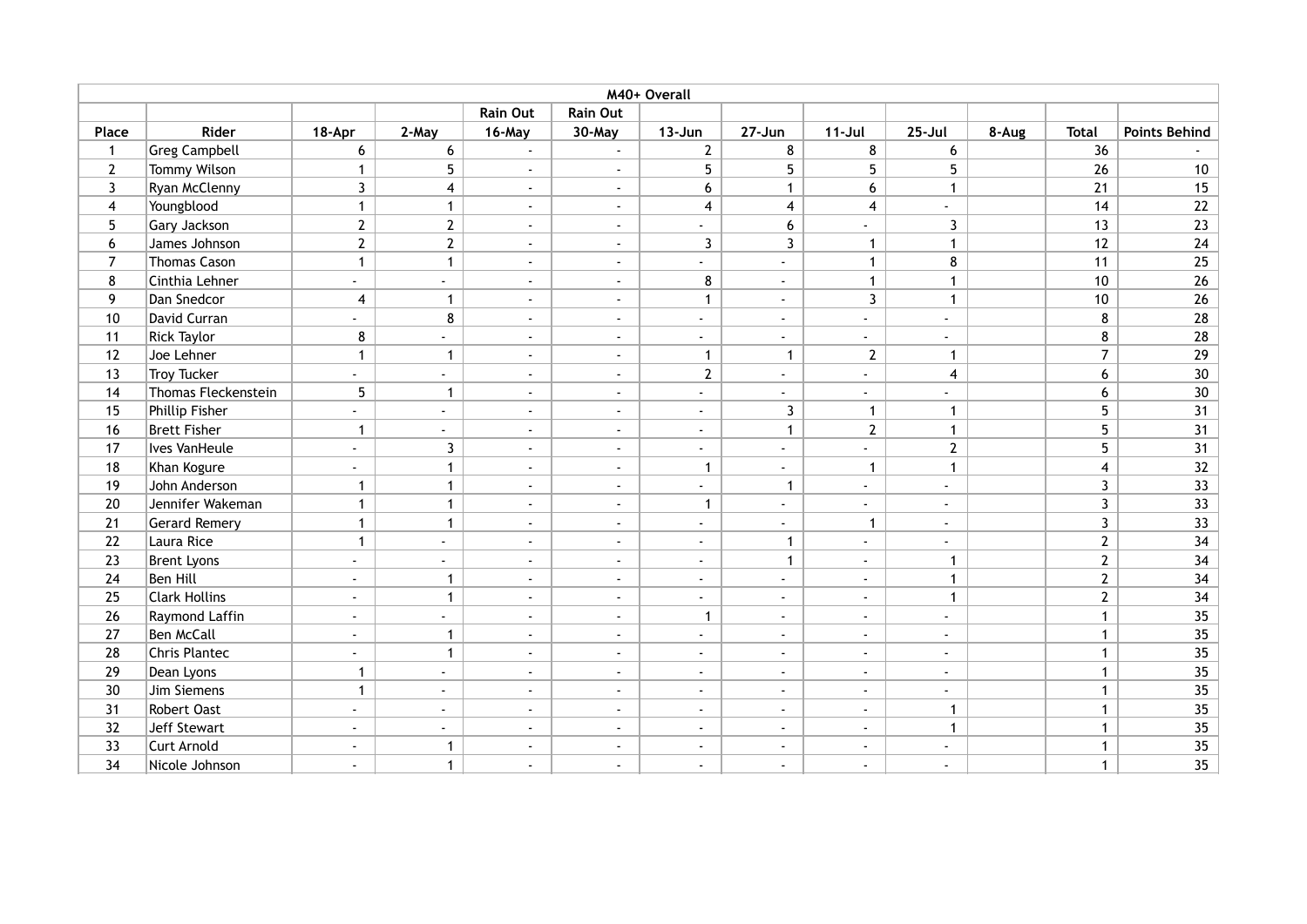| M40+ Overall | | | | | | | | | | | | |
|---|---|---|---|---|---|---|---|---|---|---|---|---|
| | | | | Rain Out | Rain Out | | | | | | | |
| Place | Rider | 18-Apr | 2-May | 16-May | 30-May | 13-Jun | 27-Jun | 11-Jul | 25-Jul | 8-Aug | Total | Points Behind |
| 1 | Greg Campbell | 6 | 6 | - | - | 2 | 8 | 8 | 6 | | 36 | - |
| 2 | Tommy Wilson | 1 | 5 | - | - | 5 | 5 | 5 | 5 | | 26 | 10 |
| 3 | Ryan McClenny | 3 | 4 | - | - | 6 | 1 | 6 | 1 | | 21 | 15 |
| 4 | Youngblood | 1 | 1 | - | - | 4 | 4 | 4 | - | | 14 | 22 |
| 5 | Gary Jackson | 2 | 2 | - | - | - | 6 | - | 3 | | 13 | 23 |
| 6 | James Johnson | 2 | 2 | - | - | 3 | 3 | 1 | 1 | | 12 | 24 |
| 7 | Thomas Cason | 1 | 1 | - | - | - | - | 1 | 8 | | 11 | 25 |
| 8 | Cinthia Lehner | - | - | - | - | 8 | - | 1 | 1 | | 10 | 26 |
| 9 | Dan Snedcor | 4 | 1 | - | - | 1 | - | 3 | 1 | | 10 | 26 |
| 10 | David Curran | - | 8 | - | - | - | - | - | - | | 8 | 28 |
| 11 | Rick Taylor | 8 | - | - | - | - | - | - | - | | 8 | 28 |
| 12 | Joe Lehner | 1 | 1 | - | - | 1 | 1 | 2 | 1 | | 7 | 29 |
| 13 | Troy Tucker | - | - | - | - | 2 | - | - | 4 | | 6 | 30 |
| 14 | Thomas Fleckenstein | 5 | 1 | - | - | - | - | - | - | | 6 | 30 |
| 15 | Phillip Fisher | - | - | - | - | - | 3 | 1 | 1 | | 5 | 31 |
| 16 | Brett Fisher | 1 | - | - | - | - | 1 | 2 | 1 | | 5 | 31 |
| 17 | Ives VanHeule | - | 3 | - | - | - | - | - | 2 | | 5 | 31 |
| 18 | Khan Kogure | - | 1 | - | - | 1 | - | 1 | 1 | | 4 | 32 |
| 19 | John Anderson | 1 | 1 | - | - | - | 1 | - | - | | 3 | 33 |
| 20 | Jennifer Wakeman | 1 | 1 | - | - | 1 | - | - | - | | 3 | 33 |
| 21 | Gerard Remery | 1 | 1 | - | - | - | - | 1 | - | | 3 | 33 |
| 22 | Laura Rice | 1 | - | - | - | - | 1 | - | - | | 2 | 34 |
| 23 | Brent Lyons | - | - | - | - | - | 1 | - | 1 | | 2 | 34 |
| 24 | Ben Hill | - | 1 | - | - | - | - | - | 1 | | 2 | 34 |
| 25 | Clark Hollins | - | 1 | - | - | - | - | - | 1 | | 2 | 34 |
| 26 | Raymond Laffin | - | - | - | - | 1 | - | - | - | | 1 | 35 |
| 27 | Ben McCall | - | 1 | - | - | - | - | - | - | | 1 | 35 |
| 28 | Chris Plantec | - | 1 | - | - | - | - | - | - | | 1 | 35 |
| 29 | Dean Lyons | 1 | - | - | - | - | - | - | - | | 1 | 35 |
| 30 | Jim Siemens | 1 | - | - | - | - | - | - | - | | 1 | 35 |
| 31 | Robert Oast | - | - | - | - | - | - | - | 1 | | 1 | 35 |
| 32 | Jeff Stewart | - | - | - | - | - | - | - | 1 | | 1 | 35 |
| 33 | Curt Arnold | - | 1 | - | - | - | - | - | - | | 1 | 35 |
| 34 | Nicole Johnson | - | 1 | - | - | - | - | - | - | | 1 | 35 |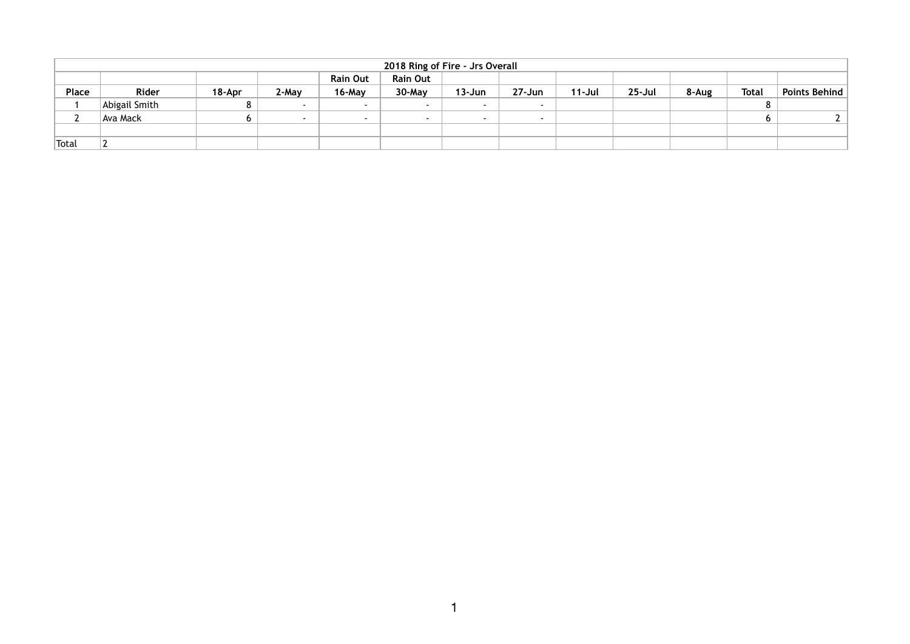| 2018 Ring of Fire - Jrs Overall | | | | | | | | | | | | |
|---|---|---|---|---|---|---|---|---|---|---|---|---|
| | | | | Rain Out | Rain Out | | | | | | | |
| Place | Rider | 18-Apr | 2-May | 16-May | 30-May | 13-Jun | 27-Jun | 11-Jul | 25-Jul | 8-Aug | Total | Points Behind |
| 1 | Abigail Smith | 8 | - | - | - | - | - | | | | 8 | |
| 2 | Ava Mack | 6 | - | - | - | - | - | | | | 6 | 2 |
| | | | | | | | | | | | | |
| Total | 2 | | | | | | | | | | | |